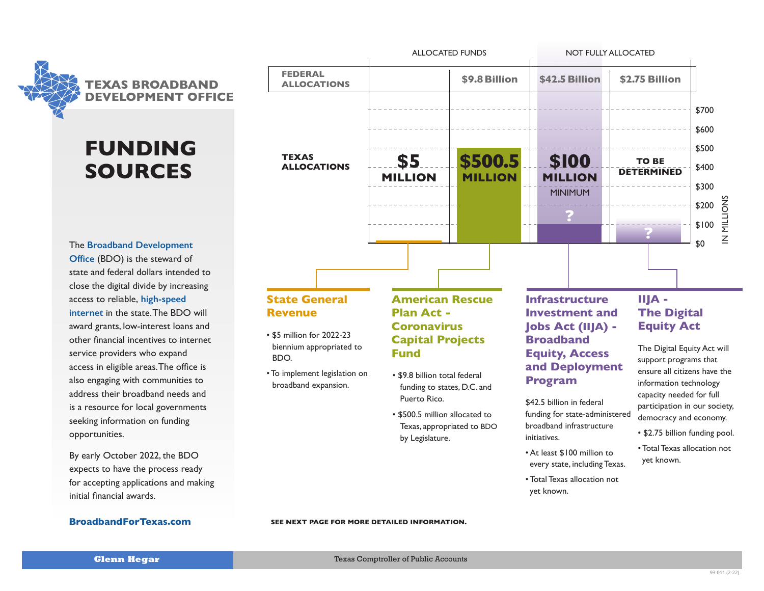# TEXAS BROADBAND DEVELOPMENT OFFICE

# FUNDING SOURCES

The **Broadband Development Office** (BDO) is the steward of state and federal dollars intended to close the digital divide by increasing access to reliable, **high-speed internet** in the state. The BDO will award grants, low-interest loans and other financial incentives to internet service providers who expand access in eligible areas. The office is also engaging with communities to address their broadband needs and is a resource for local governments seeking information on funding opportunities.

By early October 2022, the BDO expects to have the process ready for accepting applications and making initial financial awards.

**BroadbandForTexas.com**

| | ALLOCATED FUNDS | | NOT FULLY ALLOCATED | |
|---|---|---|---|---|
| **FEDERAL ALLOCATIONS** | | **$9.8 Billion** | **$42.5 Billion** | **$2.75 Billion** |
| **TEXAS ALLOCATIONS** | **$5 MILLION** | **$500.5 MILLION** | **$100 MILLION** MINIMUM ? | **TO BE DETERMINED** ? |

(Scale: $0–$700, IN MILLIONS)

### State General Revenue

- $5 million for 2022-23 biennium appropriated to BDO.
- To implement legislation on broadband expansion.

### American Rescue Plan Act - Coronavirus Capital Projects Fund

- $9.8 billion total federal funding to states, D.C. and Puerto Rico.
- $500.5 million allocated to Texas, appropriated to BDO by Legislature.

### Infrastructure Investment and Jobs Act (IIJA) - Broadband Equity, Access and Deployment Program

$42.5 billion in federal funding for state-administered broadband infrastructure initiatives.

- At least $100 million to every state, including Texas.
- Total Texas allocation not yet known.

### IIJA - The Digital Equity Act

The Digital Equity Act will support programs that ensure all citizens have the information technology capacity needed for full participation in our society, democracy and economy.

- $2.75 billion funding pool.
- Total Texas allocation not yet known.

**SEE NEXT PAGE FOR MORE DETAILED INFORMATION.**

Glenn Hegar — Texas Comptroller of Public Accounts

93-011 (2-22)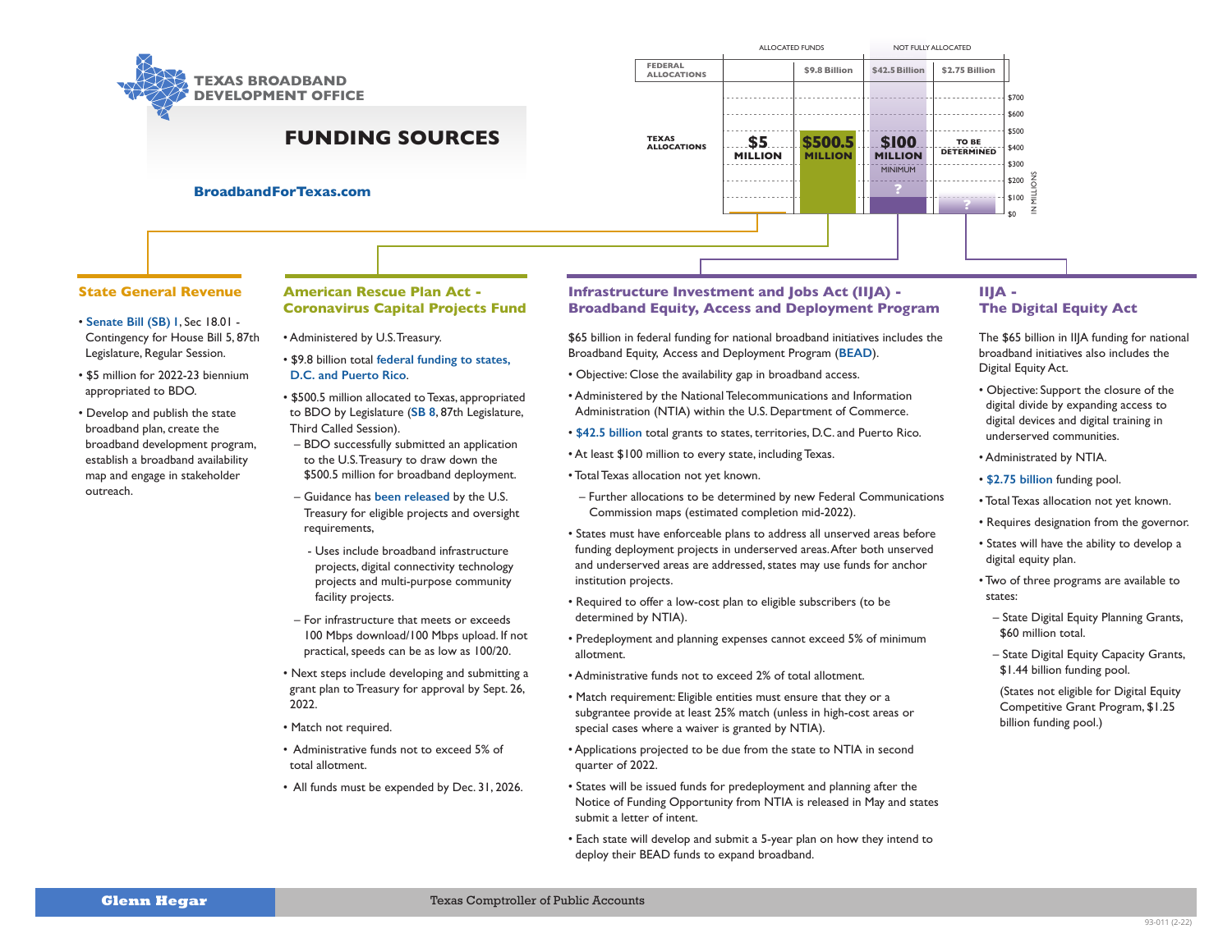TEXAS BROADBAND DEVELOPMENT OFFICE

# FUNDING SOURCES

BroadbandForTexas.com

ALLOCATED FUNDS

NOT FULLY ALLOCATED

FEDERAL ALLOCATIONS

$9.8 Billion

$42.5 Billion

$2.75 Billion

TEXAS ALLOCATIONS

$5 MILLION

$500.5 MILLION

$100 MILLION MINIMUM

?

TO BE DETERMINED

?

$700
$600
$500
$400
$300
$200
$100
$0

IN MILLIONS

## State General Revenue

- Senate Bill (SB) 1, Sec 18.01 - Contingency for House Bill 5, 87th Legislature, Regular Session.
- $5 million for 2022-23 biennium appropriated to BDO.
- Develop and publish the state broadband plan, create the broadband development program, establish a broadband availability map and engage in stakeholder outreach.

## American Rescue Plan Act - Coronavirus Capital Projects Fund

- Administered by U.S. Treasury.
- $9.8 billion total federal funding to states, D.C. and Puerto Rico.
- $500.5 million allocated to Texas, appropriated to BDO by Legislature (SB 8, 87th Legislature, Third Called Session).
  - BDO successfully submitted an application to the U.S. Treasury to draw down the $500.5 million for broadband deployment.
  - Guidance has been released by the U.S. Treasury for eligible projects and oversight requirements,
    - Uses include broadband infrastructure projects, digital connectivity technology projects and multi-purpose community facility projects.
  - For infrastructure that meets or exceeds 100 Mbps download/100 Mbps upload. If not practical, speeds can be as low as 100/20.
- Next steps include developing and submitting a grant plan to Treasury for approval by Sept. 26, 2022.
- Match not required.
- Administrative funds not to exceed 5% of total allotment.
- All funds must be expended by Dec. 31, 2026.

## Infrastructure Investment and Jobs Act (IIJA) - Broadband Equity, Access and Deployment Program

$65 billion in federal funding for national broadband initiatives includes the Broadband Equity, Access and Deployment Program (BEAD).

- Objective: Close the availability gap in broadband access.
- Administered by the National Telecommunications and Information Administration (NTIA) within the U.S. Department of Commerce.
- $42.5 billion total grants to states, territories, D.C. and Puerto Rico.
- At least $100 million to every state, including Texas.
- Total Texas allocation not yet known.
  - Further allocations to be determined by new Federal Communications Commission maps (estimated completion mid-2022).
- States must have enforceable plans to address all unserved areas before funding deployment projects in underserved areas. After both unserved and underserved areas are addressed, states may use funds for anchor institution projects.
- Required to offer a low-cost plan to eligible subscribers (to be determined by NTIA).
- Predeployment and planning expenses cannot exceed 5% of minimum allotment.
- Administrative funds not to exceed 2% of total allotment.
- Match requirement: Eligible entities must ensure that they or a subgrantee provide at least 25% match (unless in high-cost areas or special cases where a waiver is granted by NTIA).
- Applications projected to be due from the state to NTIA in second quarter of 2022.
- States will be issued funds for predeployment and planning after the Notice of Funding Opportunity from NTIA is released in May and states submit a letter of intent.
- Each state will develop and submit a 5-year plan on how they intend to deploy their BEAD funds to expand broadband.

## IIJA - The Digital Equity Act

The $65 billion in IIJA funding for national broadband initiatives also includes the Digital Equity Act.

- Objective: Support the closure of the digital divide by expanding access to digital devices and digital training in underserved communities.
- Administrated by NTIA.
- $2.75 billion funding pool.
- Total Texas allocation not yet known.
- Requires designation from the governor.
- States will have the ability to develop a digital equity plan.
- Two of three programs are available to states:
  - State Digital Equity Planning Grants, $60 million total.
  - State Digital Equity Capacity Grants, $1.44 billion funding pool.

  (States not eligible for Digital Equity Competitive Grant Program, $1.25 billion funding pool.)

Glenn Hegar | Texas Comptroller of Public Accounts

93-011 (2-22)